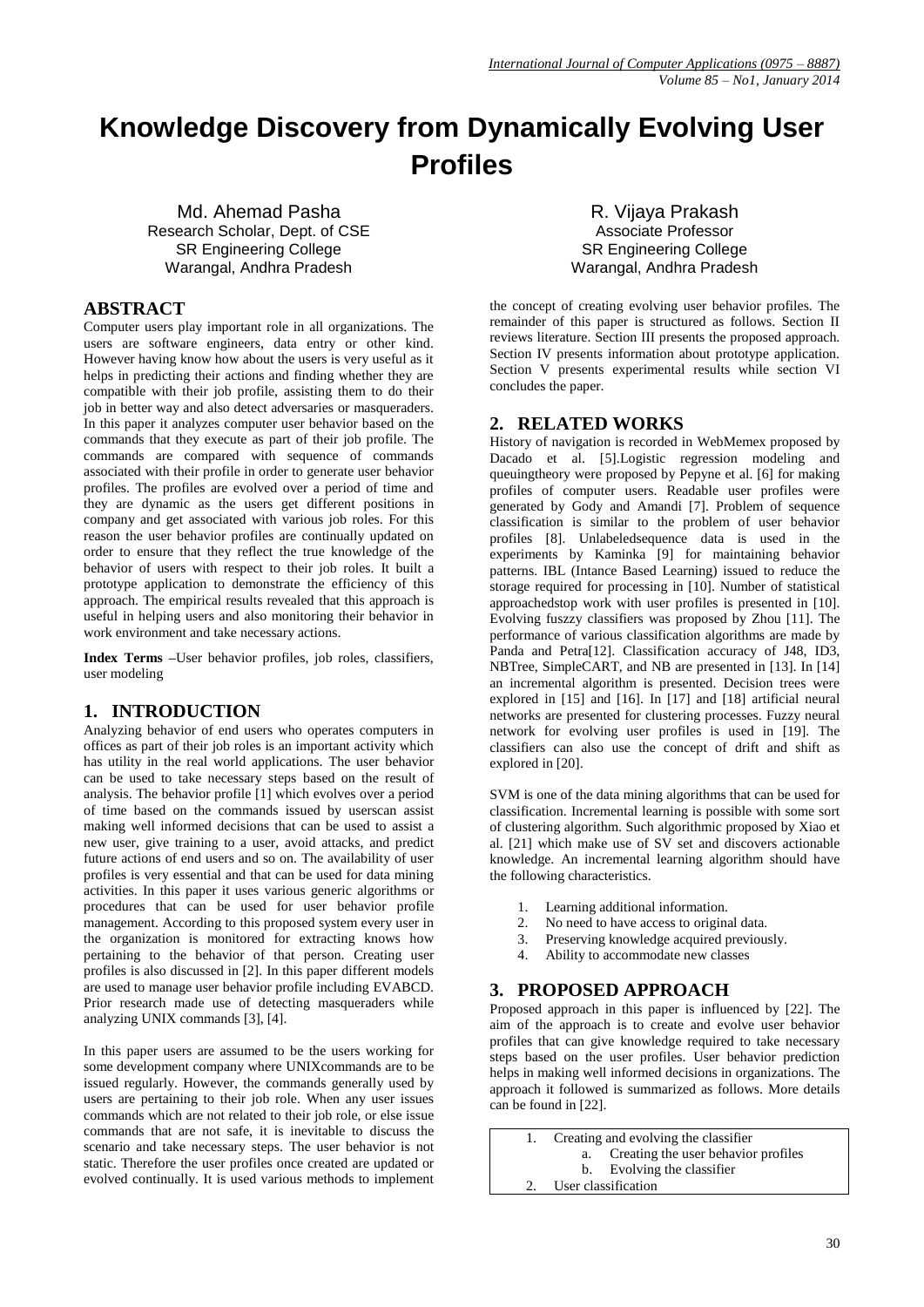# Knowledge Discovery from Dynamically Evolving User Profiles

Md. Ahemad Pasha
Research Scholar, Dept. of CSE
SR Engineering College
Warangal, Andhra Pradesh

R. Vijaya Prakash
Associate Professor
SR Engineering College
Warangal, Andhra Pradesh

## ABSTRACT

Computer users play important role in all organizations. The users are software engineers, data entry or other kind. However having know how about the users is very useful as it helps in predicting their actions and finding whether they are compatible with their job profile, assisting them to do their job in better way and also detect adversaries or masqueraders. In this paper it analyzes computer user behavior based on the commands that they execute as part of their job profile. The commands are compared with sequence of commands associated with their profile in order to generate user behavior profiles. The profiles are evolved over a period of time and they are dynamic as the users get different positions in company and get associated with various job roles. For this reason the user behavior profiles are continually updated on order to ensure that they reflect the true knowledge of the behavior of users with respect to their job roles. It built a prototype application to demonstrate the efficiency of this approach. The empirical results revealed that this approach is useful in helping users and also monitoring their behavior in work environment and take necessary actions.

**Index Terms –**User behavior profiles, job roles, classifiers, user modeling

## 1. INTRODUCTION

Analyzing behavior of end users who operates computers in offices as part of their job roles is an important activity which has utility in the real world applications. The user behavior can be used to take necessary steps based on the result of analysis. The behavior profile [1] which evolves over a period of time based on the commands issued by userscan assist making well informed decisions that can be used to assist a new user, give training to a user, avoid attacks, and predict future actions of end users and so on. The availability of user profiles is very essential and that can be used for data mining activities. In this paper it uses various generic algorithms or procedures that can be used for user behavior profile management. According to this proposed system every user in the organization is monitored for extracting knows how pertaining to the behavior of that person. Creating user profiles is also discussed in [2]. In this paper different models are used to manage user behavior profile including EVABCD. Prior research made use of detecting masqueraders while analyzing UNIX commands [3], [4].

In this paper users are assumed to be the users working for some development company where UNIXcommands are to be issued regularly. However, the commands generally used by users are pertaining to their job role. When any user issues commands which are not related to their job role, or else issue commands that are not safe, it is inevitable to discuss the scenario and take necessary steps. The user behavior is not static. Therefore the user profiles once created are updated or evolved continually. It is used various methods to implement the concept of creating evolving user behavior profiles. The remainder of this paper is structured as follows. Section II reviews literature. Section III presents the proposed approach. Section IV presents information about prototype application. Section V presents experimental results while section VI concludes the paper.

## 2. RELATED WORKS

History of navigation is recorded in WebMemex proposed by Dacado et al. [5].Logistic regression modeling and queuingtheory were proposed by Pepyne et al. [6] for making profiles of computer users. Readable user profiles were generated by Gody and Amandi [7]. Problem of sequence classification is similar to the problem of user behavior profiles [8]. Unlabeledsequence data is used in the experiments by Kaminka [9] for maintaining behavior patterns. IBL (Intance Based Learning) issued to reduce the storage required for processing in [10]. Number of statistical approachedstop work with user profiles is presented in [10]. Evolving fuszzy classifiers was proposed by Zhou [11]. The performance of various classification algorithms are made by Panda and Petra[12]. Classification accuracy of J48, ID3, NBTree, SimpleCART, and NB are presented in [13]. In [14] an incremental algorithm is presented. Decision trees were explored in [15] and [16]. In [17] and [18] artificial neural networks are presented for clustering processes. Fuzzy neural network for evolving user profiles is used in [19]. The classifiers can also use the concept of drift and shift as explored in [20].

SVM is one of the data mining algorithms that can be used for classification. Incremental learning is possible with some sort of clustering algorithm. Such algorithmic proposed by Xiao et al. [21] which make use of SV set and discovers actionable knowledge. An incremental learning algorithm should have the following characteristics.

1. Learning additional information.
2. No need to have access to original data.
3. Preserving knowledge acquired previously.
4. Ability to accommodate new classes

## 3. PROPOSED APPROACH

Proposed approach in this paper is influenced by [22]. The aim of the approach is to create and evolve user behavior profiles that can give knowledge required to take necessary steps based on the user profiles. User behavior prediction helps in making well informed decisions in organizations. The approach it followed is summarized as follows. More details can be found in [22].

1. Creating and evolving the classifier
   a. Creating the user behavior profiles
   b. Evolving the classifier
2. User classification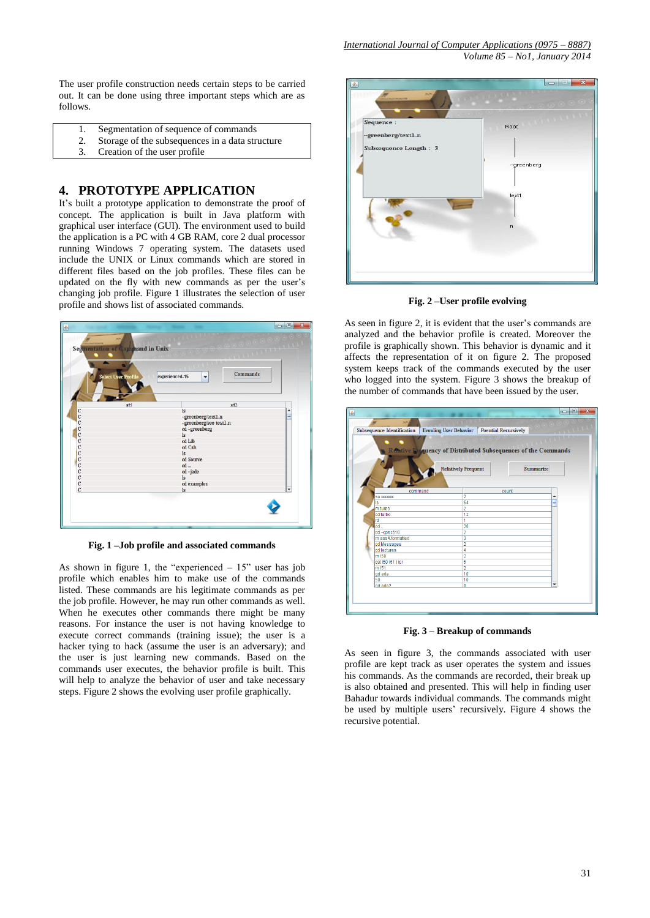The user profile construction needs certain steps to be carried out. It can be done using three important steps which are as follows.

1. Segmentation of sequence of commands
2. Storage of the subsequences in a data structure
3. Creation of the user profile

## 4. PROTOTYPE APPLICATION

It's built a prototype application to demonstrate the proof of concept. The application is built in Java platform with graphical user interface (GUI). The environment used to build the application is a PC with 4 GB RAM, core 2 dual processor running Windows 7 operating system. The datasets used include the UNIX or Linux commands which are stored in different files based on the job profiles. These files can be updated on the fly with new commands as per the user's changing job profile. Figure 1 illustrates the selection of user profile and shows list of associated commands.

**Fig. 1 –Job profile and associated commands**

As shown in figure 1, the "experienced – 15" user has job profile which enables him to make use of the commands listed. These commands are his legitimate commands as per the job profile. However, he may run other commands as well. When he executes other commands there might be many reasons. For instance the user is not having knowledge to execute correct commands (training issue); the user is a hacker tying to hack (assume the user is an adversary); and the user is just learning new commands. Based on the commands user executes, the behavior profile is built. This will help to analyze the behavior of user and take necessary steps. Figure 2 shows the evolving user profile graphically.

**Fig. 2 –User profile evolving**

As seen in figure 2, it is evident that the user's commands are analyzed and the behavior profile is created. Moreover the user profile is graphically shown. This behavior is dynamic and it affects the representation of it on figure 2. The proposed system keeps track of the commands executed by the user who logged into the system. Figure 3 shows the breakup of the number of commands that have been issued by the user.

**Fig. 3 – Breakup of commands**

As seen in figure 3, the commands associated with user profile are kept track as user operates the system and issues his commands. As the commands are recorded, their break up is also obtained and presented. This will help in finding user Bahadur towards individual commands. The commands might be used by multiple users' recursively. Figure 4 shows the recursive potential.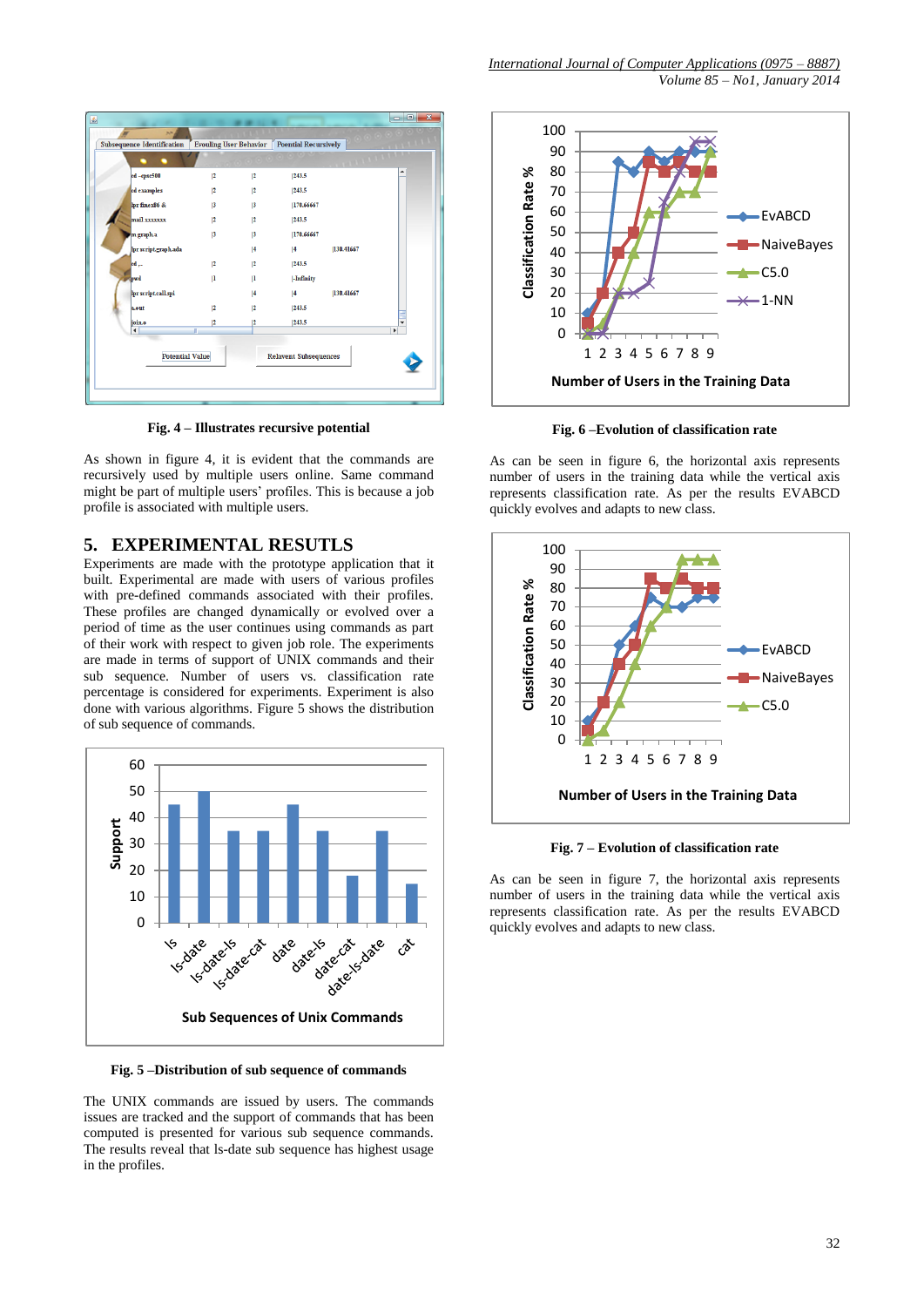Fig. 4 – Illustrates recursive potential

As shown in figure 4, it is evident that the commands are recursively used by multiple users online. Same command might be part of multiple users' profiles. This is because a job profile is associated with multiple users.

## 5. EXPERIMENTAL RESUTLS

Experiments are made with the prototype application that it built. Experimental are made with users of various profiles with pre-defined commands associated with their profiles. These profiles are changed dynamically or evolved over a period of time as the user continues using commands as part of their work with respect to given job role. The experiments are made in terms of support of UNIX commands and their sub sequence. Number of users vs. classification rate percentage is considered for experiments. Experiment is also done with various algorithms. Figure 5 shows the distribution of sub sequence of commands.

Fig. 5 –Distribution of sub sequence of commands

The UNIX commands are issued by users. The commands issues are tracked and the support of commands that has been computed is presented for various sub sequence commands. The results reveal that ls-date sub sequence has highest usage in the profiles.

Fig. 6 –Evolution of classification rate

As can be seen in figure 6, the horizontal axis represents number of users in the training data while the vertical axis represents classification rate. As per the results EVABCD quickly evolves and adapts to new class.

Fig. 7 – Evolution of classification rate

As can be seen in figure 7, the horizontal axis represents number of users in the training data while the vertical axis represents classification rate. As per the results EVABCD quickly evolves and adapts to new class.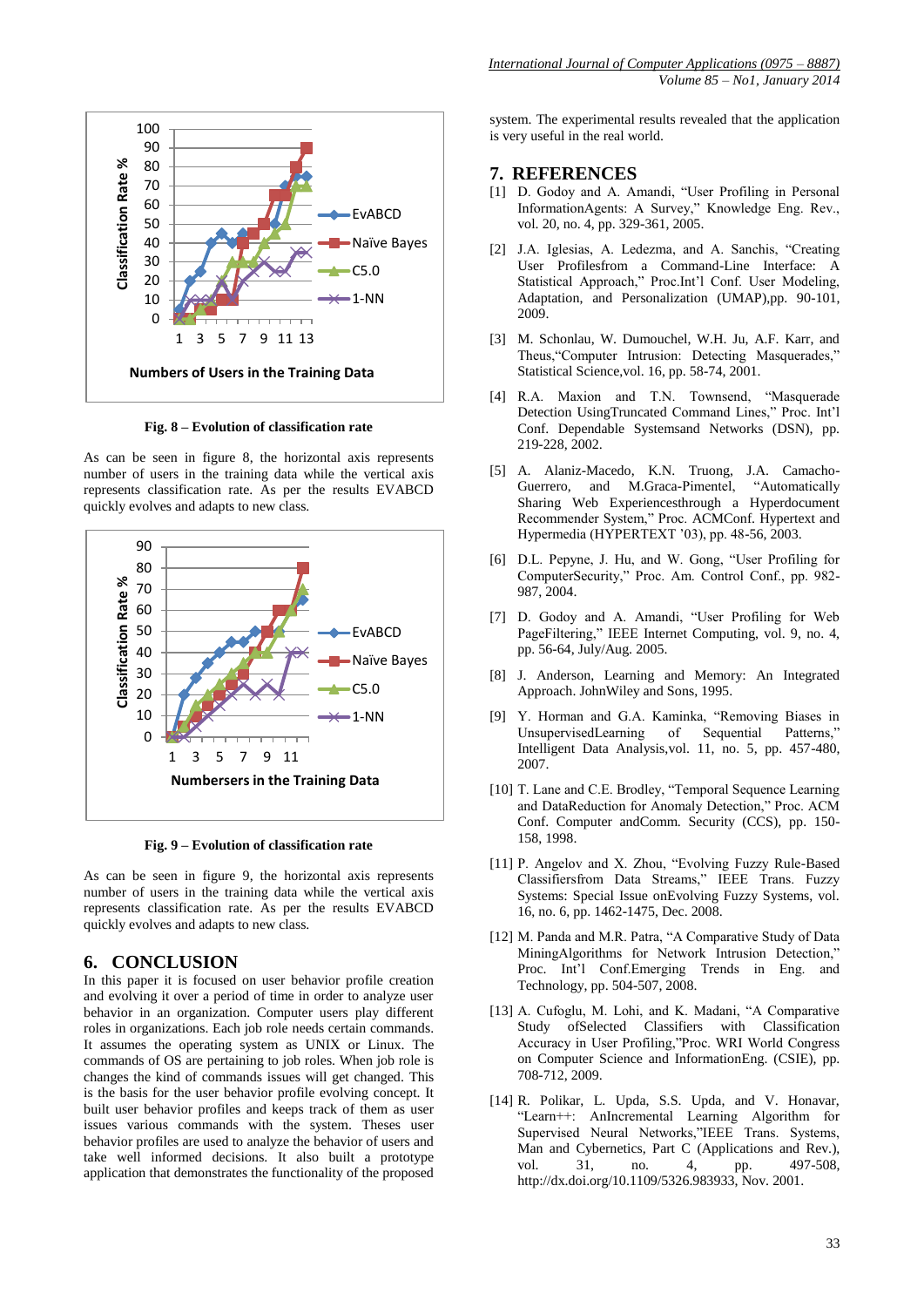Fig. 8 – Evolution of classification rate

As can be seen in figure 8, the horizontal axis represents number of users in the training data while the vertical axis represents classification rate. As per the results EVABCD quickly evolves and adapts to new class.

Fig. 9 – Evolution of classification rate

As can be seen in figure 9, the horizontal axis represents number of users in the training data while the vertical axis represents classification rate. As per the results EVABCD quickly evolves and adapts to new class.

## 6. CONCLUSION

In this paper it is focused on user behavior profile creation and evolving it over a period of time in order to analyze user behavior in an organization. Computer users play different roles in organizations. Each job role needs certain commands. It assumes the operating system as UNIX or Linux. The commands of OS are pertaining to job roles. When job role is changes the kind of commands issues will get changed. This is the basis for the user behavior profile evolving concept. It built user behavior profiles and keeps track of them as user issues various commands with the system. Theses user behavior profiles are used to analyze the behavior of users and take well informed decisions. It also built a prototype application that demonstrates the functionality of the proposed system. The experimental results revealed that the application is very useful in the real world.

## 7. REFERENCES

[1] D. Godoy and A. Amandi, "User Profiling in Personal InformationAgents: A Survey," Knowledge Eng. Rev., vol. 20, no. 4, pp. 329-361, 2005.

[2] J.A. Iglesias, A. Ledezma, and A. Sanchis, "Creating User Profilesfrom a Command-Line Interface: A Statistical Approach," Proc.Int'l Conf. User Modeling, Adaptation, and Personalization (UMAP),pp. 90-101, 2009.

[3] M. Schonlau, W. Dumouchel, W.H. Ju, A.F. Karr, and Theus,"Computer Intrusion: Detecting Masquerades," Statistical Science,vol. 16, pp. 58-74, 2001.

[4] R.A. Maxion and T.N. Townsend, "Masquerade Detection UsingTruncated Command Lines," Proc. Int'l Conf. Dependable Systemsand Networks (DSN), pp. 219-228, 2002.

[5] A. Alaniz-Macedo, K.N. Truong, J.A. Camacho-Guerrero, and M.Graca-Pimentel, "Automatically Sharing Web Experiencesthrough a Hyperdocument Recommender System," Proc. ACMConf. Hypertext and Hypermedia (HYPERTEXT '03), pp. 48-56, 2003.

[6] D.L. Pepyne, J. Hu, and W. Gong, "User Profiling for ComputerSecurity," Proc. Am. Control Conf., pp. 982-987, 2004.

[7] D. Godoy and A. Amandi, "User Profiling for Web PageFiltering," IEEE Internet Computing, vol. 9, no. 4, pp. 56-64, July/Aug. 2005.

[8] J. Anderson, Learning and Memory: An Integrated Approach. JohnWiley and Sons, 1995.

[9] Y. Horman and G.A. Kaminka, "Removing Biases in UnsupervisedLearning of Sequential Patterns," Intelligent Data Analysis,vol. 11, no. 5, pp. 457-480, 2007.

[10] T. Lane and C.E. Brodley, "Temporal Sequence Learning and DataReduction for Anomaly Detection," Proc. ACM Conf. Computer andComm. Security (CCS), pp. 150-158, 1998.

[11] P. Angelov and X. Zhou, "Evolving Fuzzy Rule-Based Classifiersfrom Data Streams," IEEE Trans. Fuzzy Systems: Special Issue onEvolving Fuzzy Systems, vol. 16, no. 6, pp. 1462-1475, Dec. 2008.

[12] M. Panda and M.R. Patra, "A Comparative Study of Data MiningAlgorithms for Network Intrusion Detection," Proc. Int'l Conf.Emerging Trends in Eng. and Technology, pp. 504-507, 2008.

[13] A. Cufoglu, M. Lohi, and K. Madani, "A Comparative Study ofSelected Classifiers with Classification Accuracy in User Profiling,"Proc. WRI World Congress on Computer Science and InformationEng. (CSIE), pp. 708-712, 2009.

[14] R. Polikar, L. Upda, S.S. Upda, and V. Honavar, "Learn++: AnIncremental Learning Algorithm for Supervised Neural Networks,"IEEE Trans. Systems, Man and Cybernetics, Part C (Applications and Rev.), vol. 31, no. 4, pp. 497-508, http://dx.doi.org/10.1109/5326.983933, Nov. 2001.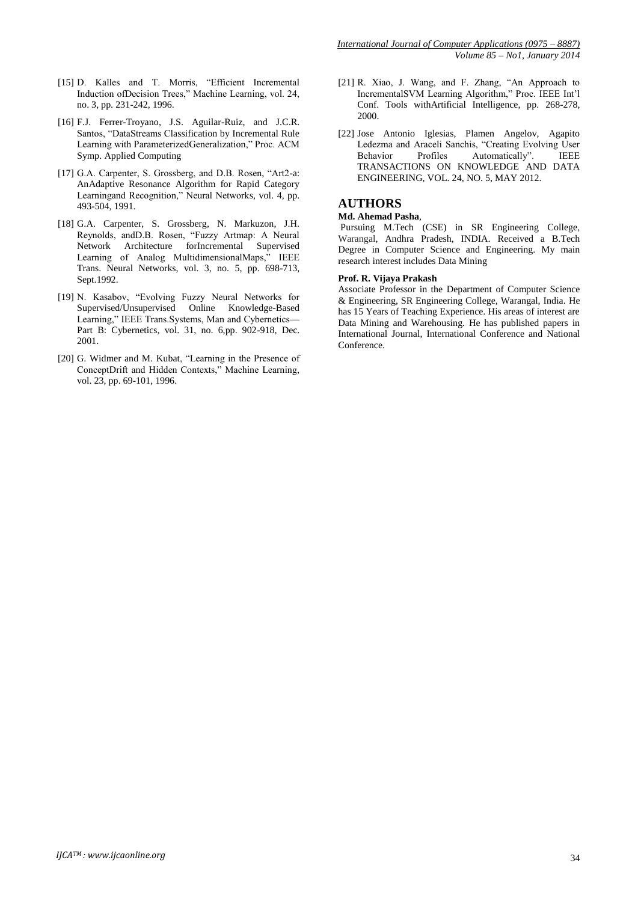[15] D. Kalles and T. Morris, "Efficient Incremental Induction ofDecision Trees," Machine Learning, vol. 24, no. 3, pp. 231-242, 1996.

[16] F.J. Ferrer-Troyano, J.S. Aguilar-Ruiz, and J.C.R. Santos, "DataStreams Classification by Incremental Rule Learning with ParameterizedGeneralization," Proc. ACM Symp. Applied Computing

[17] G.A. Carpenter, S. Grossberg, and D.B. Rosen, "Art2-a: AnAdaptive Resonance Algorithm for Rapid Category Learningand Recognition," Neural Networks, vol. 4, pp. 493-504, 1991.

[18] G.A. Carpenter, S. Grossberg, N. Markuzon, J.H. Reynolds, andD.B. Rosen, "Fuzzy Artmap: A Neural Network Architecture forIncremental Supervised Learning of Analog MultidimensionalMaps," IEEE Trans. Neural Networks, vol. 3, no. 5, pp. 698-713, Sept.1992.

[19] N. Kasabov, "Evolving Fuzzy Neural Networks for Supervised/Unsupervised Online Knowledge-Based Learning," IEEE Trans.Systems, Man and Cybernetics—Part B: Cybernetics, vol. 31, no. 6,pp. 902-918, Dec. 2001.

[20] G. Widmer and M. Kubat, "Learning in the Presence of ConceptDrift and Hidden Contexts," Machine Learning, vol. 23, pp. 69-101, 1996.

[21] R. Xiao, J. Wang, and F. Zhang, "An Approach to IncrementalSVM Learning Algorithm," Proc. IEEE Int'l Conf. Tools withArtificial Intelligence, pp. 268-278, 2000.

[22] Jose Antonio Iglesias, Plamen Angelov, Agapito Ledezma and Araceli Sanchis, "Creating Evolving User Behavior Profiles Automatically". IEEE TRANSACTIONS ON KNOWLEDGE AND DATA ENGINEERING, VOL. 24, NO. 5, MAY 2012.

# AUTHORS

**Md. Ahemad Pasha**,

Pursuing M.Tech (CSE) in SR Engineering College, Warangal, Andhra Pradesh, INDIA. Received a B.Tech Degree in Computer Science and Engineering. My main research interest includes Data Mining

**Prof. R. Vijaya Prakash**

Associate Professor in the Department of Computer Science & Engineering, SR Engineering College, Warangal, India. He has 15 Years of Teaching Experience. His areas of interest are Data Mining and Warehousing. He has published papers in International Journal, International Conference and National Conference.